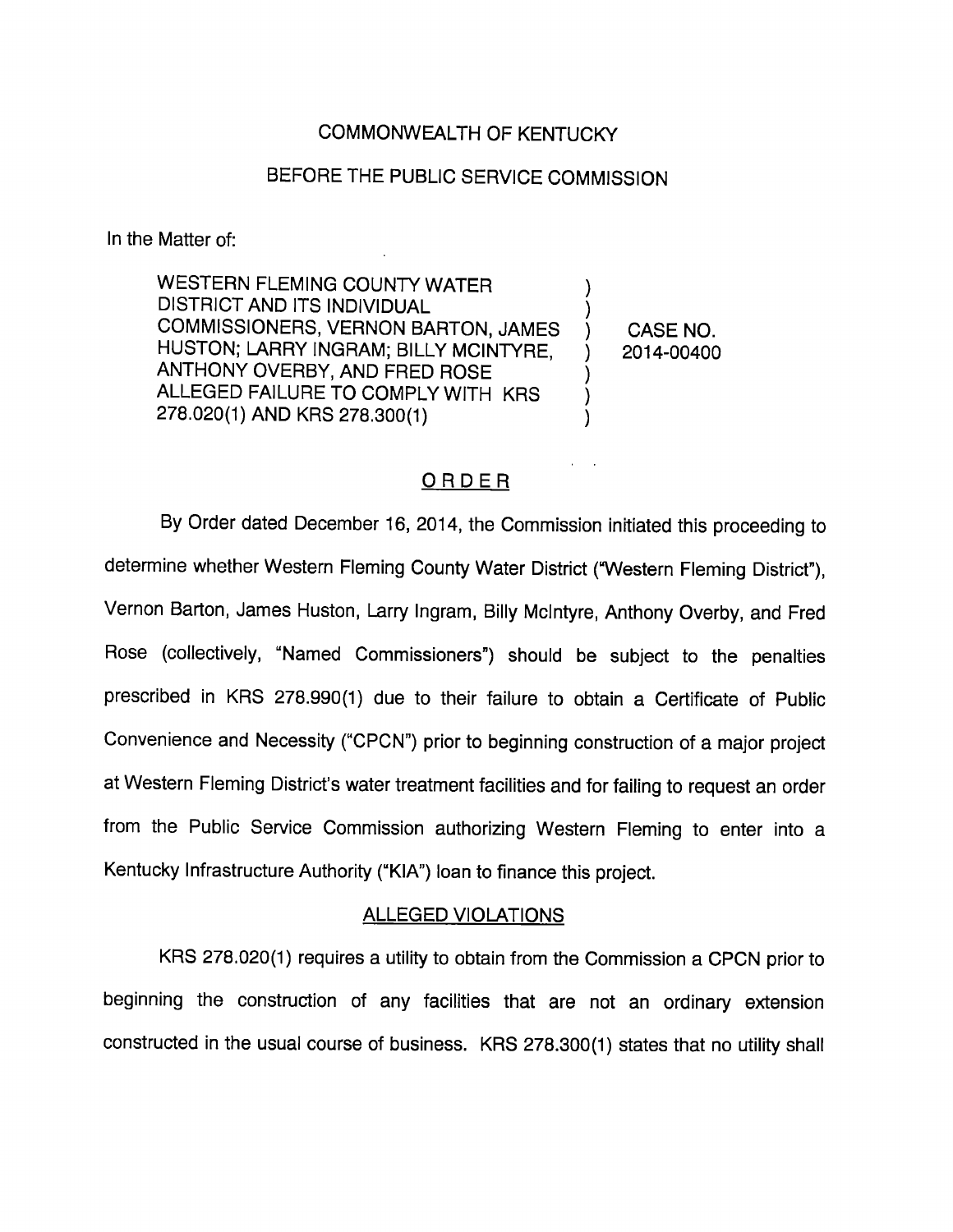COMMONWEALTH OF KENTUCKY

BEFORE THE PUBLIC SERVICE COMMISSION

In the Matter of:

| | | |
|---|---|---|
| WESTERN FLEMING COUNTY WATER DISTRICT AND ITS INDIVIDUAL COMMISSIONERS, VERNON BARTON, JAMES HUSTON; LARRY INGRAM; BILLY MCINTYRE, ANTHONY OVERBY, AND FRED ROSE ALLEGED FAILURE TO COMPLY WITH KRS 278.020(1) AND KRS 278.300(1) | ) ) ) ) ) ) ) | CASE NO. 2014-00400 |

## ORDER

By Order dated December 16, 2014, the Commission initiated this proceeding to determine whether Western Fleming County Water District ("Western Fleming District"), Vernon Barton, James Huston, Larry Ingram, Billy McIntyre, Anthony Overby, and Fred Rose (collectively, "Named Commissioners") should be subject to the penalties prescribed in KRS 278.990(1) due to their failure to obtain a Certificate of Public Convenience and Necessity ("CPCN") prior to beginning construction of a major project at Western Fleming District's water treatment facilities and for failing to request an order from the Public Service Commission authorizing Western Fleming to enter into a Kentucky Infrastructure Authority ("KIA") loan to finance this project.

### ALLEGED VIOLATIONS

KRS 278.020(1) requires a utility to obtain from the Commission a CPCN prior to beginning the construction of any facilities that are not an ordinary extension constructed in the usual course of business. KRS 278.300(1) states that no utility shall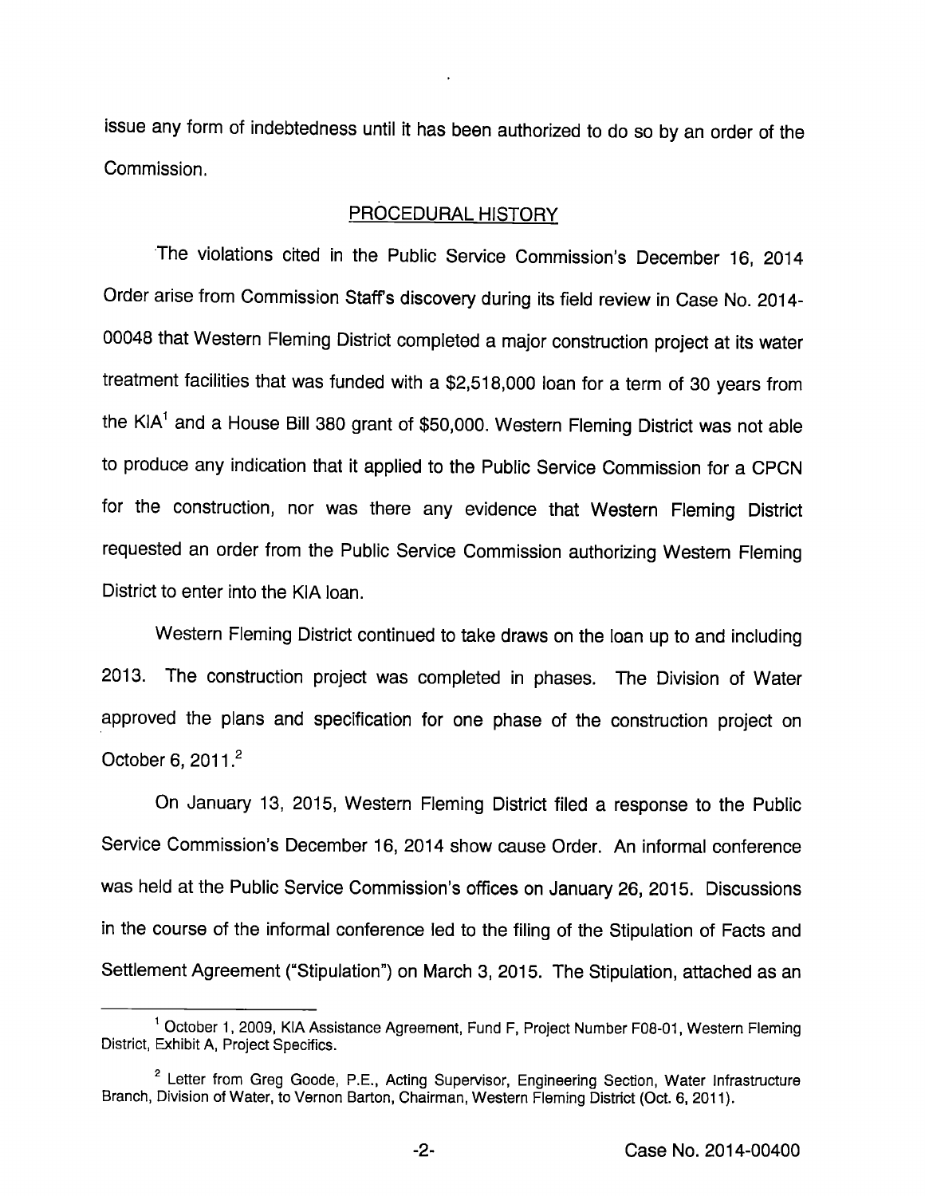issue any form of indebtedness until it has been authorized to do so by an order of the Commission.

## PROCEDURAL HISTORY

The violations cited in the Public Service Commission's December 16, 2014 Order arise from Commission Staff's discovery during its field review in Case No. 2014-00048 that Western Fleming District completed a major construction project at its water treatment facilities that was funded with a $2,518,000 loan for a term of 30 years from the KIA[1] and a House Bill 380 grant of $50,000. Western Fleming District was not able to produce any indication that it applied to the Public Service Commission for a CPCN for the construction, nor was there any evidence that Western Fleming District requested an order from the Public Service Commission authorizing Western Fleming District to enter into the KIA loan.

Western Fleming District continued to take draws on the loan up to and including 2013. The construction project was completed in phases. The Division of Water approved the plans and specification for one phase of the construction project on October 6, 2011.[2]

On January 13, 2015, Western Fleming District filed a response to the Public Service Commission's December 16, 2014 show cause Order. An informal conference was held at the Public Service Commission's offices on January 26, 2015. Discussions in the course of the informal conference led to the filing of the Stipulation of Facts and Settlement Agreement ("Stipulation") on March 3, 2015. The Stipulation, attached as an

---

[1] October 1, 2009, KIA Assistance Agreement, Fund F, Project Number F08-01, Western Fleming District, Exhibit A, Project Specifics.

[2] Letter from Greg Goode, P.E., Acting Supervisor, Engineering Section, Water Infrastructure Branch, Division of Water, to Vernon Barton, Chairman, Western Fleming District (Oct. 6, 2011).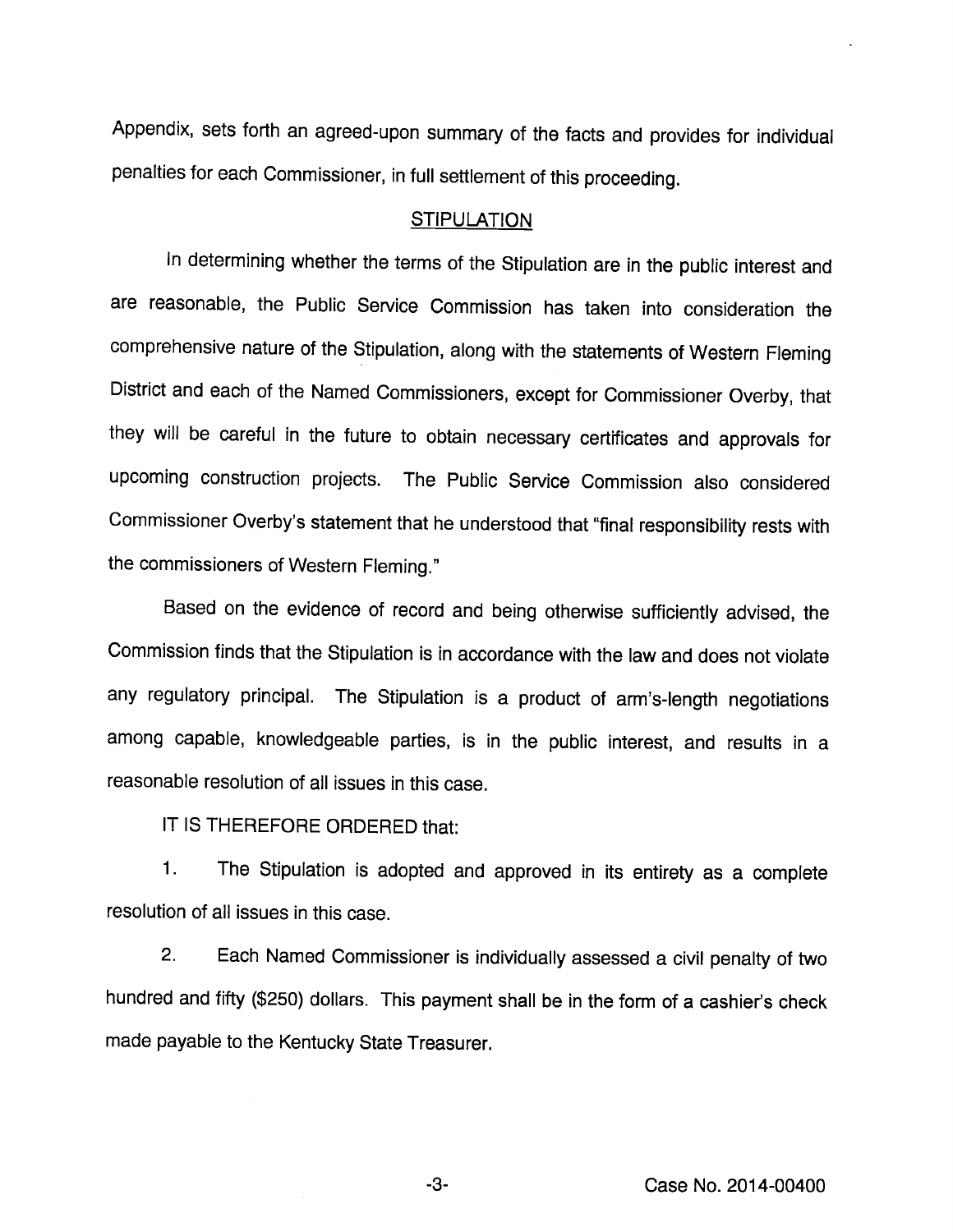Appendix, sets forth an agreed-upon summary of the facts and provides for individual penalties for each Commissioner, in full settlement of this proceeding.

## STIPULATION

In determining whether the terms of the Stipulation are in the public interest and are reasonable, the Public Service Commission has taken into consideration the comprehensive nature of the Stipulation, along with the statements of Western Fleming District and each of the Named Commissioners, except for Commissioner Overby, that they will be careful in the future to obtain necessary certificates and approvals for upcoming construction projects. The Public Service Commission also considered Commissioner Overby's statement that he understood that "final responsibility rests with the commissioners of Western Fleming."

Based on the evidence of record and being otherwise sufficiently advised, the Commission finds that the Stipulation is in accordance with the law and does not violate any regulatory principal. The Stipulation is a product of arm's-length negotiations among capable, knowledgeable parties, is in the public interest, and results in a reasonable resolution of all issues in this case.

IT IS THEREFORE ORDERED that:

1. The Stipulation is adopted and approved in its entirety as a complete resolution of all issues in this case.

2. Each Named Commissioner is individually assessed a civil penalty of two hundred and fifty ($250) dollars. This payment shall be in the form of a cashier's check made payable to the Kentucky State Treasurer.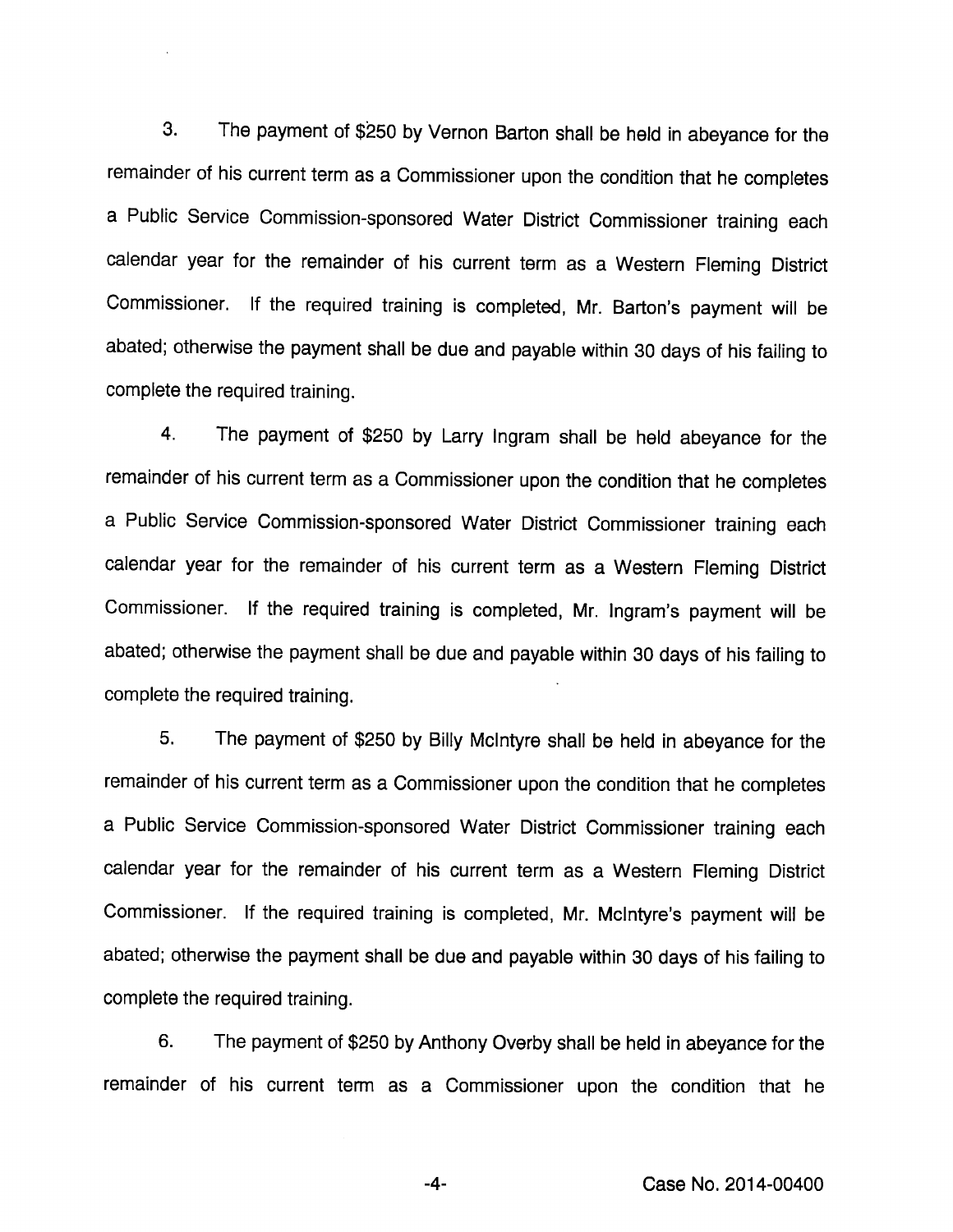3. The payment of $250 by Vernon Barton shall be held in abeyance for the remainder of his current term as a Commissioner upon the condition that he completes a Public Service Commission-sponsored Water District Commissioner training each calendar year for the remainder of his current term as a Western Fleming District Commissioner. If the required training is completed, Mr. Barton's payment will be abated; otherwise the payment shall be due and payable within 30 days of his failing to complete the required training.

4. The payment of $250 by Larry Ingram shall be held abeyance for the remainder of his current term as a Commissioner upon the condition that he completes a Public Service Commission-sponsored Water District Commissioner training each calendar year for the remainder of his current term as a Western Fleming District Commissioner. If the required training is completed, Mr. Ingram's payment will be abated; otherwise the payment shall be due and payable within 30 days of his failing to complete the required training.

5. The payment of $250 by Billy McIntyre shall be held in abeyance for the remainder of his current term as a Commissioner upon the condition that he completes a Public Service Commission-sponsored Water District Commissioner training each calendar year for the remainder of his current term as a Western Fleming District Commissioner. If the required training is completed, Mr. McIntyre's payment will be abated; otherwise the payment shall be due and payable within 30 days of his failing to complete the required training.

6. The payment of $250 by Anthony Overby shall be held in abeyance for the remainder of his current term as a Commissioner upon the condition that he

Case No. 2014-00400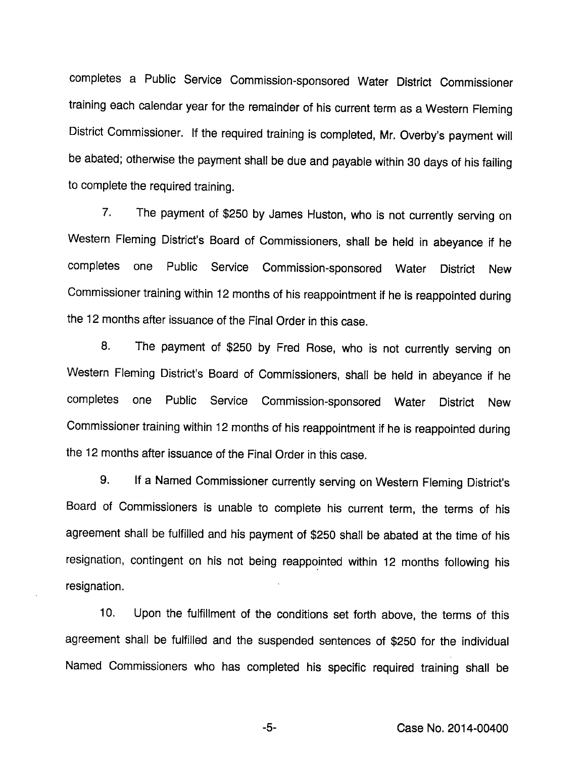completes a Public Service Commission-sponsored Water District Commissioner training each calendar year for the remainder of his current term as a Western Fleming District Commissioner. If the required training is completed, Mr. Overby's payment will be abated; otherwise the payment shall be due and payable within 30 days of his failing to complete the required training.

7. The payment of $250 by James Huston, who is not currently serving on Western Fleming District's Board of Commissioners, shall be held in abeyance if he completes one Public Service Commission-sponsored Water District New Commissioner training within 12 months of his reappointment if he is reappointed during the 12 months after issuance of the Final Order in this case.

8. The payment of $250 by Fred Rose, who is not currently serving on Western Fleming District's Board of Commissioners, shall be held in abeyance if he completes one Public Service Commission-sponsored Water District New Commissioner training within 12 months of his reappointment if he is reappointed during the 12 months after issuance of the Final Order in this case.

9. If a Named Commissioner currently serving on Western Fleming District's Board of Commissioners is unable to complete his current term, the terms of his agreement shall be fulfilled and his payment of $250 shall be abated at the time of his resignation, contingent on his not being reappointed within 12 months following his resignation.

10. Upon the fulfillment of the conditions set forth above, the terms of this agreement shall be fulfilled and the suspended sentences of $250 for the individual Named Commissioners who has completed his specific required training shall be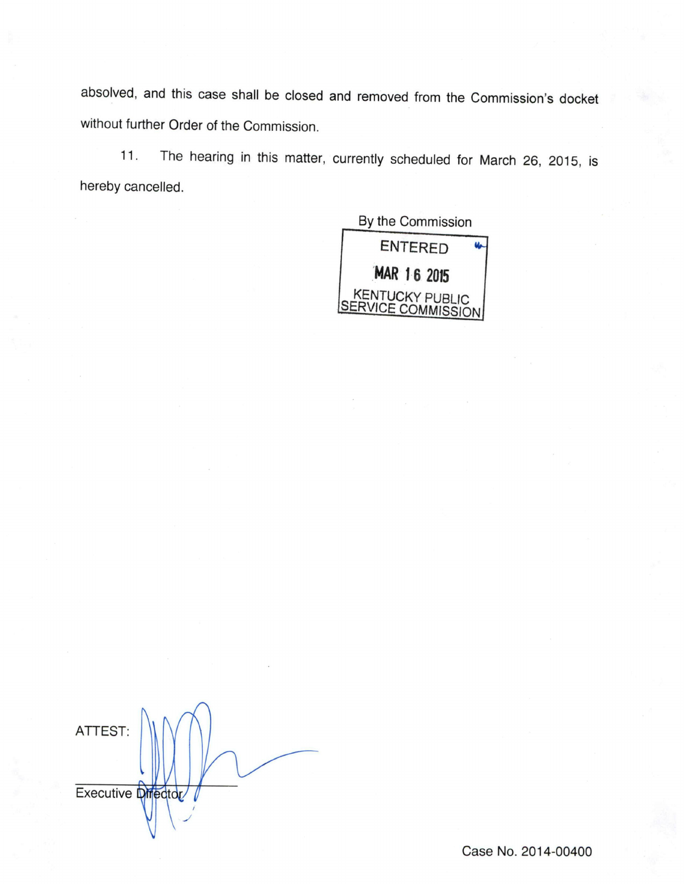absolved, and this case shall be closed and removed from the Commission's docket without further Order of the Commission.

11. The hearing in this matter, currently scheduled for March 26, 2015, is hereby cancelled.

By the Commission

ENTERED

MAR 16 2015

KENTUCKY PUBLIC SERVICE COMMISSION

ATTEST:

Executive Director

Case No. 2014-00400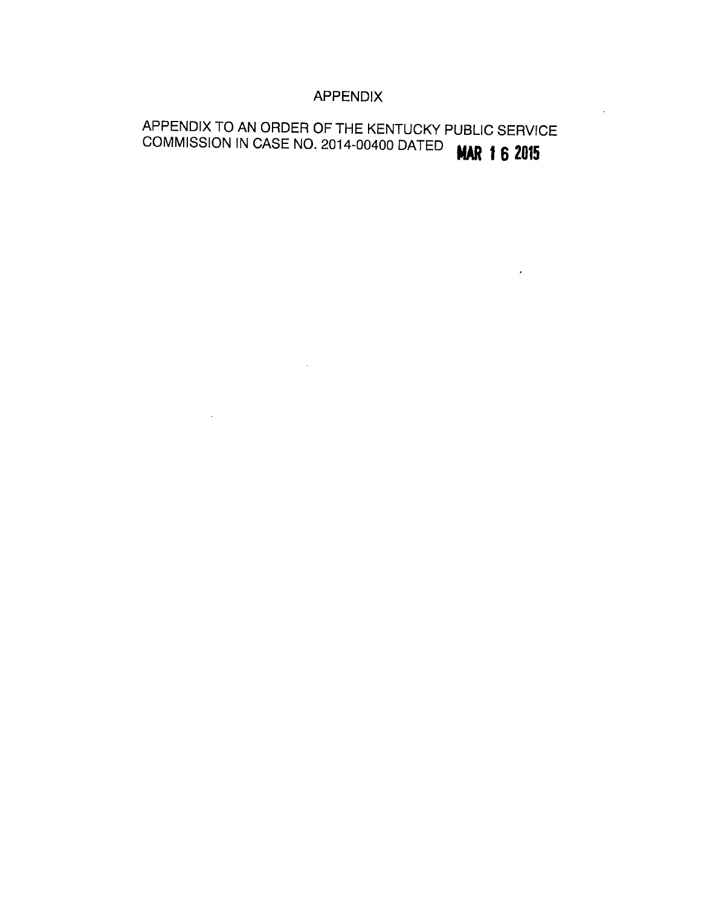# APPENDIX

APPENDIX TO AN ORDER OF THE KENTUCKY PUBLIC SERVICE COMMISSION IN CASE NO. 2014-00400 DATED **MAR 16 2015**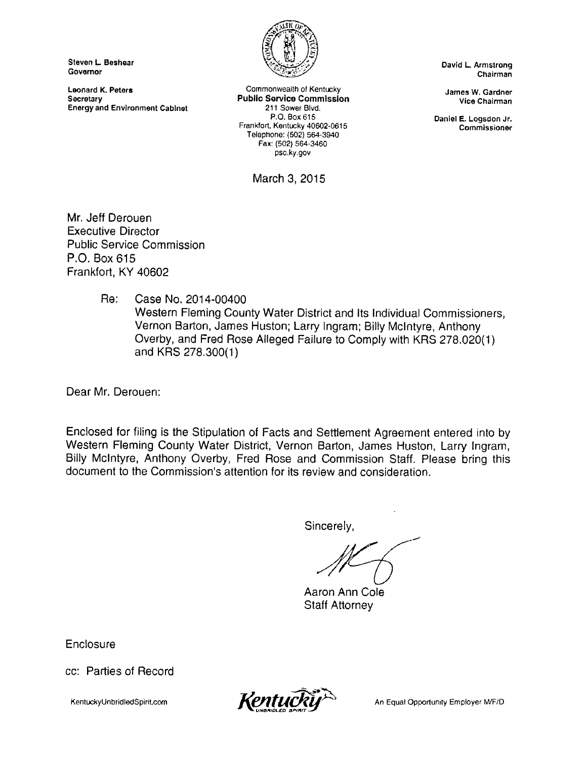Steven L. Beshear
Governor

Leonard K. Peters
Secretary
Energy and Environment Cabinet

Commonwealth of Kentucky
**Public Service Commission**
211 Sower Blvd.
P.O. Box 615
Frankfort, Kentucky 40602-0615
Telephone: (502) 564-3940
Fax: (502) 564-3460
psc.ky.gov

David L. Armstrong
Chairman

James W. Gardner
Vice Chairman

Daniel E. Logsdon Jr.
Commissioner

March 3, 2015

Mr. Jeff Derouen
Executive Director
Public Service Commission
P.O. Box 615
Frankfort, KY 40602

Re: Case No. 2014-00400
Western Fleming County Water District and Its Individual Commissioners, Vernon Barton, James Huston; Larry Ingram; Billy McIntyre, Anthony Overby, and Fred Rose Alleged Failure to Comply with KRS 278.020(1) and KRS 278.300(1)

Dear Mr. Derouen:

Enclosed for filing is the Stipulation of Facts and Settlement Agreement entered into by Western Fleming County Water District, Vernon Barton, James Huston, Larry Ingram, Billy McIntyre, Anthony Overby, Fred Rose and Commission Staff. Please bring this document to the Commission's attention for its review and consideration.

Sincerely,

Aaron Ann Cole
Staff Attorney

Enclosure

cc: Parties of Record

KentuckyUnbridledSpirit.com

An Equal Opportunity Employer M/F/D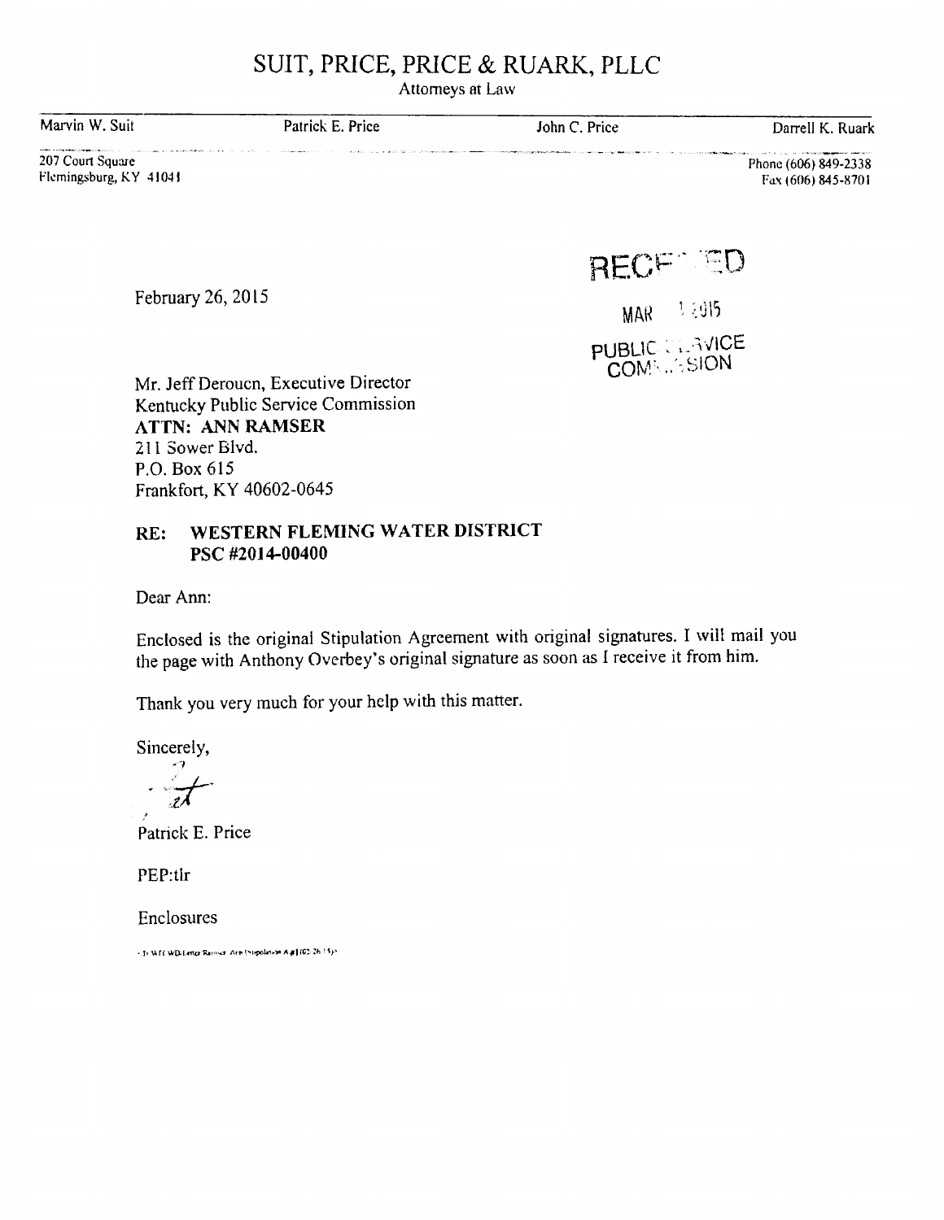# SUIT, PRICE, PRICE & RUARK, PLLC

Attorneys at Law

Marvin W. Suit | Patrick E. Price | John C. Price | Darrell K. Ruark

207 Court Square
Flemingsburg, KY 41041

Phone (606) 849-2338
Fax (606) 845-8701

RECEIVED
MAR 1 2015
PUBLIC SERVICE COMMISSION

February 26, 2015

Mr. Jeff Derouen, Executive Director
Kentucky Public Service Commission
**ATTN: ANN RAMSER**
211 Sower Blvd.
P.O. Box 615
Frankfort, KY 40602-0645

**RE: WESTERN FLEMING WATER DISTRICT**
**PSC #2014-00400**

Dear Ann:

Enclosed is the original Stipulation Agreement with original signatures. I will mail you the page with Anthony Overbey's original signature as soon as I receive it from him.

Thank you very much for your help with this matter.

Sincerely,

Patrick E. Price

PEP:tlr

Enclosures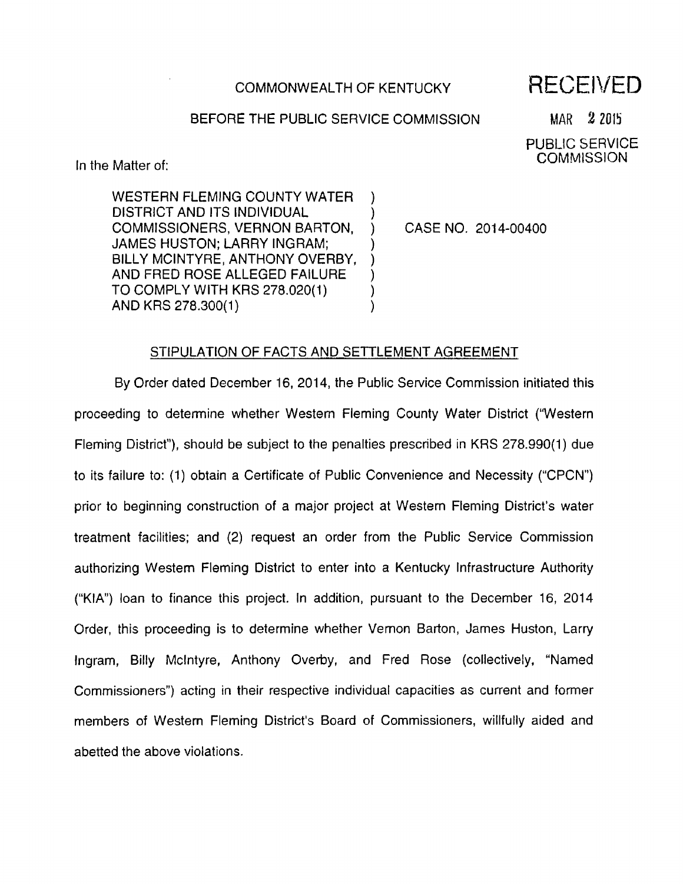COMMONWEALTH OF KENTUCKY

BEFORE THE PUBLIC SERVICE COMMISSION

RECEIVED

MAR 2 2015

PUBLIC SERVICE COMMISSION

In the Matter of:

WESTERN FLEMING COUNTY WATER DISTRICT AND ITS INDIVIDUAL COMMISSIONERS, VERNON BARTON, JAMES HUSTON; LARRY INGRAM; BILLY MCINTYRE, ANTHONY OVERBY, AND FRED ROSE ALLEGED FAILURE TO COMPLY WITH KRS 278.020(1) AND KRS 278.300(1)

) CASE NO. 2014-00400

STIPULATION OF FACTS AND SETTLEMENT AGREEMENT

By Order dated December 16, 2014, the Public Service Commission initiated this proceeding to determine whether Western Fleming County Water District ("Western Fleming District"), should be subject to the penalties prescribed in KRS 278.990(1) due to its failure to: (1) obtain a Certificate of Public Convenience and Necessity ("CPCN") prior to beginning construction of a major project at Western Fleming District's water treatment facilities; and (2) request an order from the Public Service Commission authorizing Western Fleming District to enter into a Kentucky Infrastructure Authority ("KIA") loan to finance this project. In addition, pursuant to the December 16, 2014 Order, this proceeding is to determine whether Vernon Barton, James Huston, Larry Ingram, Billy McIntyre, Anthony Overby, and Fred Rose (collectively, "Named Commissioners") acting in their respective individual capacities as current and former members of Western Fleming District's Board of Commissioners, willfully aided and abetted the above violations.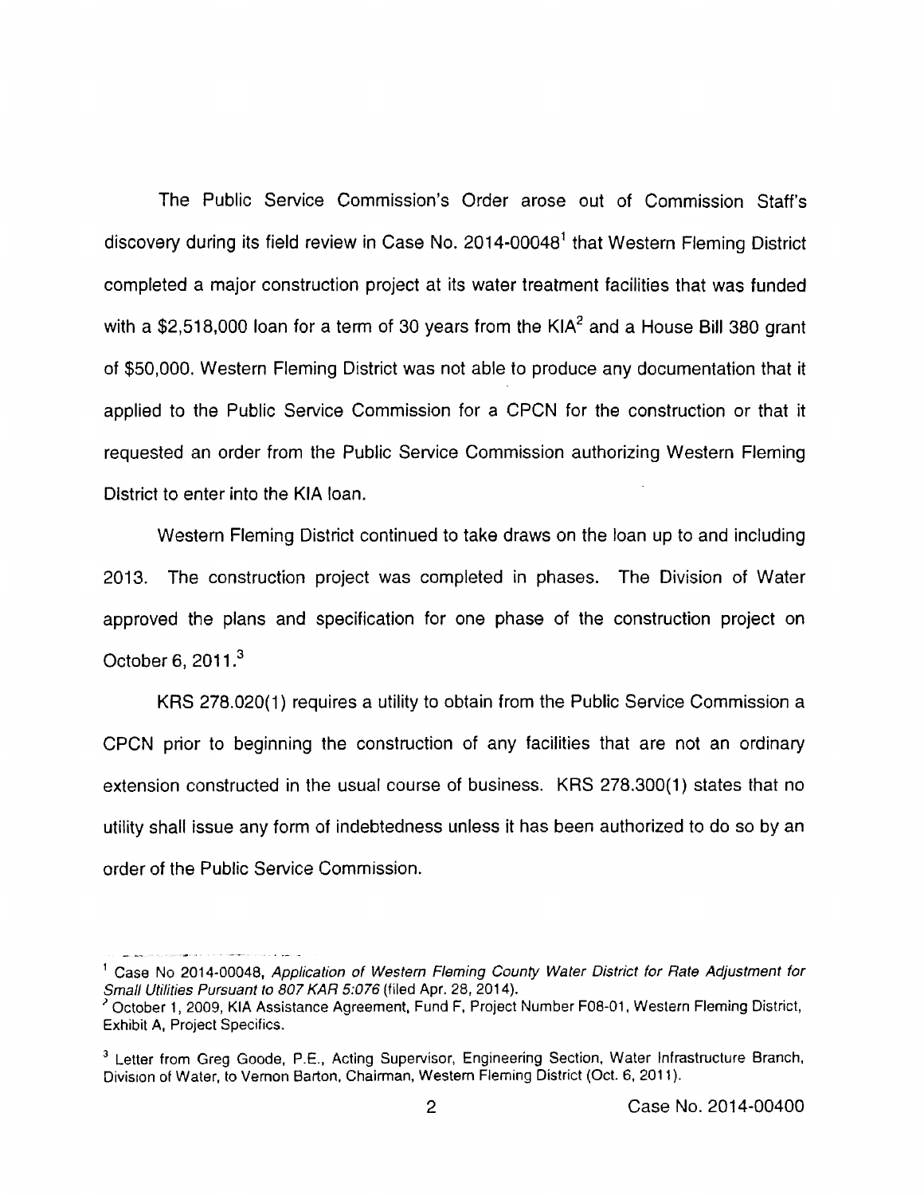The Public Service Commission's Order arose out of Commission Staff's discovery during its field review in Case No. 2014-00048[1] that Western Fleming District completed a major construction project at its water treatment facilities that was funded with a $2,518,000 loan for a term of 30 years from the KIA[2] and a House Bill 380 grant of $50,000. Western Fleming District was not able to produce any documentation that it applied to the Public Service Commission for a CPCN for the construction or that it requested an order from the Public Service Commission authorizing Western Fleming District to enter into the KIA loan.

Western Fleming District continued to take draws on the loan up to and including 2013. The construction project was completed in phases. The Division of Water approved the plans and specification for one phase of the construction project on October 6, 2011.[3]

KRS 278.020(1) requires a utility to obtain from the Public Service Commission a CPCN prior to beginning the construction of any facilities that are not an ordinary extension constructed in the usual course of business. KRS 278.300(1) states that no utility shall issue any form of indebtedness unless it has been authorized to do so by an order of the Public Service Commission.

---

[1] Case No 2014-00048, *Application of Western Fleming County Water District for Rate Adjustment for Small Utilities Pursuant to 807 KAR 5:076* (filed Apr. 28, 2014).

[2] October 1, 2009, KIA Assistance Agreement, Fund F, Project Number F08-01, Western Fleming District, Exhibit A, Project Specifics.

[3] Letter from Greg Goode, P.E., Acting Supervisor, Engineering Section, Water Infrastructure Branch, Division of Water, to Vernon Barton, Chairman, Western Fleming District (Oct. 6, 2011).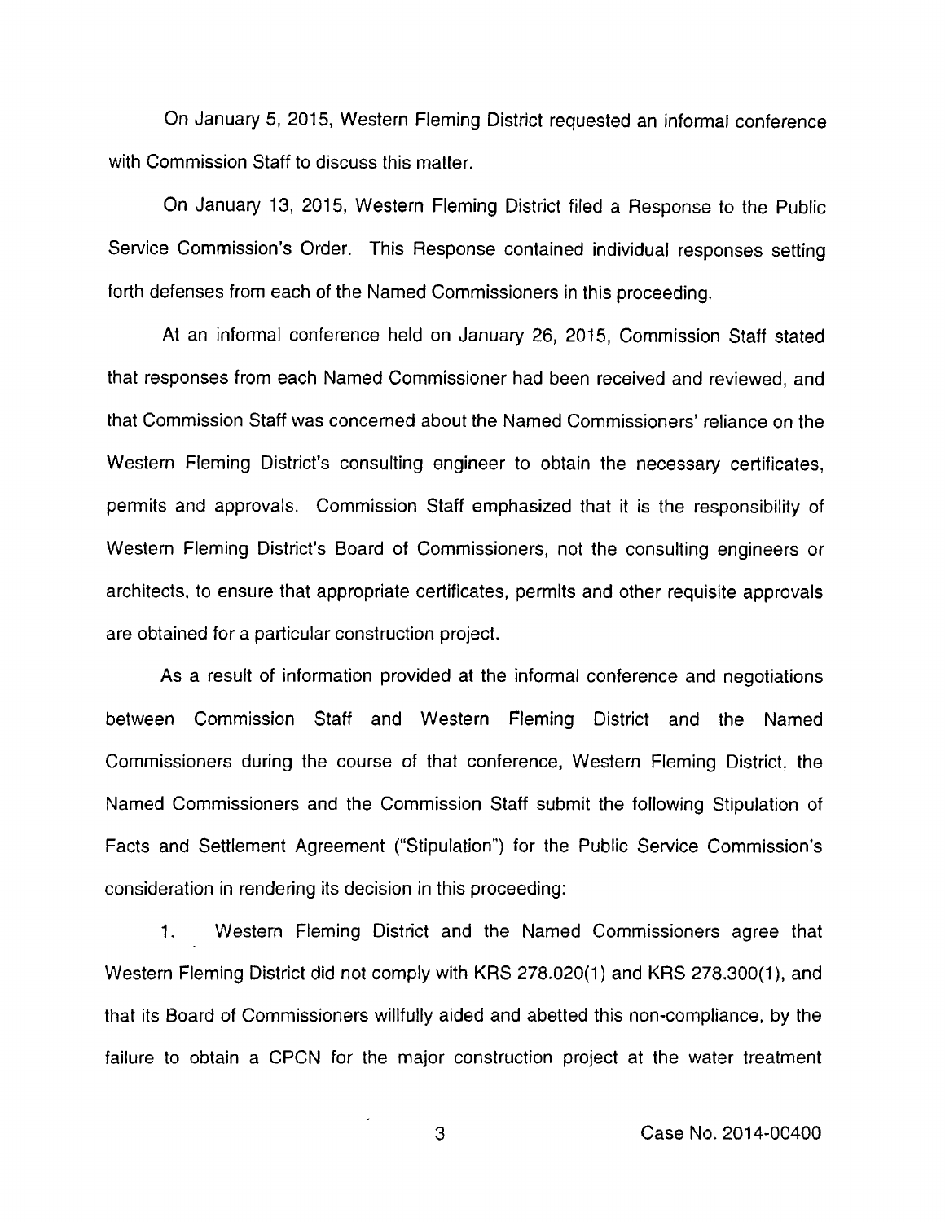On January 5, 2015, Western Fleming District requested an informal conference with Commission Staff to discuss this matter.

On January 13, 2015, Western Fleming District filed a Response to the Public Service Commission's Order. This Response contained individual responses setting forth defenses from each of the Named Commissioners in this proceeding.

At an informal conference held on January 26, 2015, Commission Staff stated that responses from each Named Commissioner had been received and reviewed, and that Commission Staff was concerned about the Named Commissioners' reliance on the Western Fleming District's consulting engineer to obtain the necessary certificates, permits and approvals. Commission Staff emphasized that it is the responsibility of Western Fleming District's Board of Commissioners, not the consulting engineers or architects, to ensure that appropriate certificates, permits and other requisite approvals are obtained for a particular construction project.

As a result of information provided at the informal conference and negotiations between Commission Staff and Western Fleming District and the Named Commissioners during the course of that conference, Western Fleming District, the Named Commissioners and the Commission Staff submit the following Stipulation of Facts and Settlement Agreement ("Stipulation") for the Public Service Commission's consideration in rendering its decision in this proceeding:

1. Western Fleming District and the Named Commissioners agree that Western Fleming District did not comply with KRS 278.020(1) and KRS 278.300(1), and that its Board of Commissioners willfully aided and abetted this non-compliance, by the failure to obtain a CPCN for the major construction project at the water treatment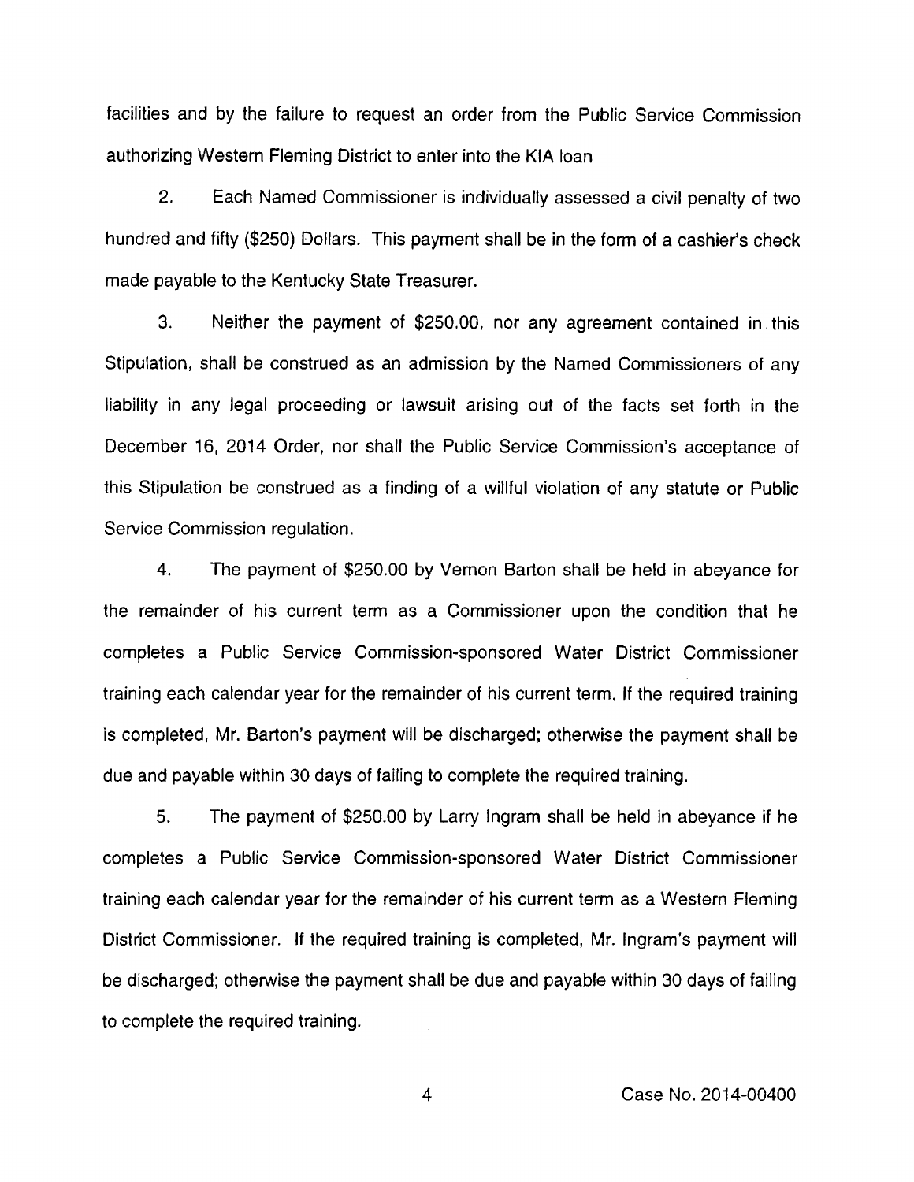facilities and by the failure to request an order from the Public Service Commission authorizing Western Fleming District to enter into the KIA loan

2. Each Named Commissioner is individually assessed a civil penalty of two hundred and fifty ($250) Dollars. This payment shall be in the form of a cashier's check made payable to the Kentucky State Treasurer.

3. Neither the payment of $250.00, nor any agreement contained in this Stipulation, shall be construed as an admission by the Named Commissioners of any liability in any legal proceeding or lawsuit arising out of the facts set forth in the December 16, 2014 Order, nor shall the Public Service Commission's acceptance of this Stipulation be construed as a finding of a willful violation of any statute or Public Service Commission regulation.

4. The payment of $250.00 by Vernon Barton shall be held in abeyance for the remainder of his current term as a Commissioner upon the condition that he completes a Public Service Commission-sponsored Water District Commissioner training each calendar year for the remainder of his current term. If the required training is completed, Mr. Barton's payment will be discharged; otherwise the payment shall be due and payable within 30 days of failing to complete the required training.

5. The payment of $250.00 by Larry Ingram shall be held in abeyance if he completes a Public Service Commission-sponsored Water District Commissioner training each calendar year for the remainder of his current term as a Western Fleming District Commissioner. If the required training is completed, Mr. Ingram's payment will be discharged; otherwise the payment shall be due and payable within 30 days of failing to complete the required training.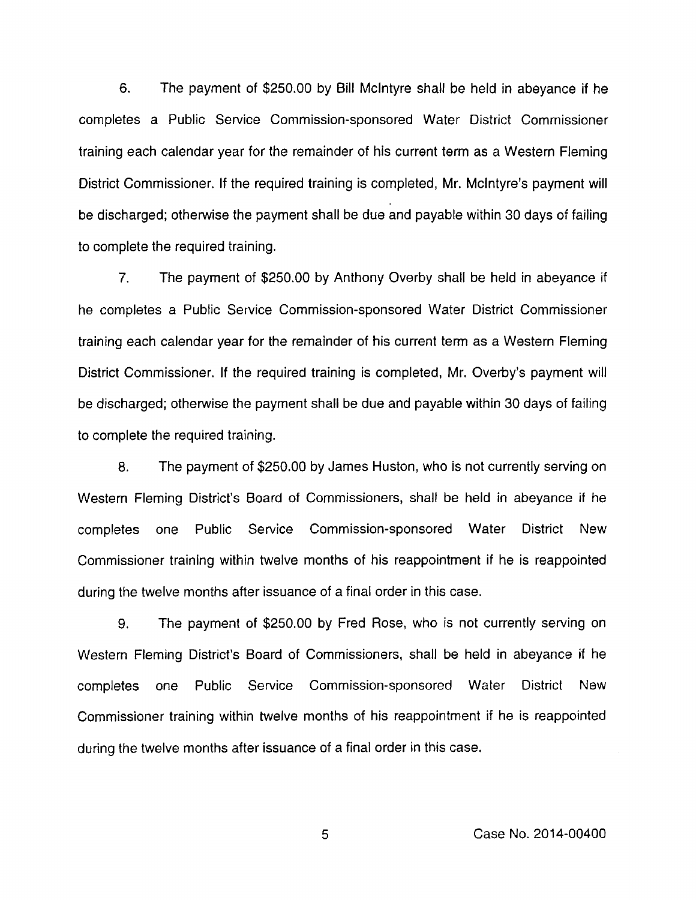6. The payment of $250.00 by Bill McIntyre shall be held in abeyance if he completes a Public Service Commission-sponsored Water District Commissioner training each calendar year for the remainder of his current term as a Western Fleming District Commissioner. If the required training is completed, Mr. McIntyre's payment will be discharged; otherwise the payment shall be due and payable within 30 days of failing to complete the required training.

7. The payment of $250.00 by Anthony Overby shall be held in abeyance if he completes a Public Service Commission-sponsored Water District Commissioner training each calendar year for the remainder of his current term as a Western Fleming District Commissioner. If the required training is completed, Mr. Overby's payment will be discharged; otherwise the payment shall be due and payable within 30 days of failing to complete the required training.

8. The payment of $250.00 by James Huston, who is not currently serving on Western Fleming District's Board of Commissioners, shall be held in abeyance if he completes one Public Service Commission-sponsored Water District New Commissioner training within twelve months of his reappointment if he is reappointed during the twelve months after issuance of a final order in this case.

9. The payment of $250.00 by Fred Rose, who is not currently serving on Western Fleming District's Board of Commissioners, shall be held in abeyance if he completes one Public Service Commission-sponsored Water District New Commissioner training within twelve months of his reappointment if he is reappointed during the twelve months after issuance of a final order in this case.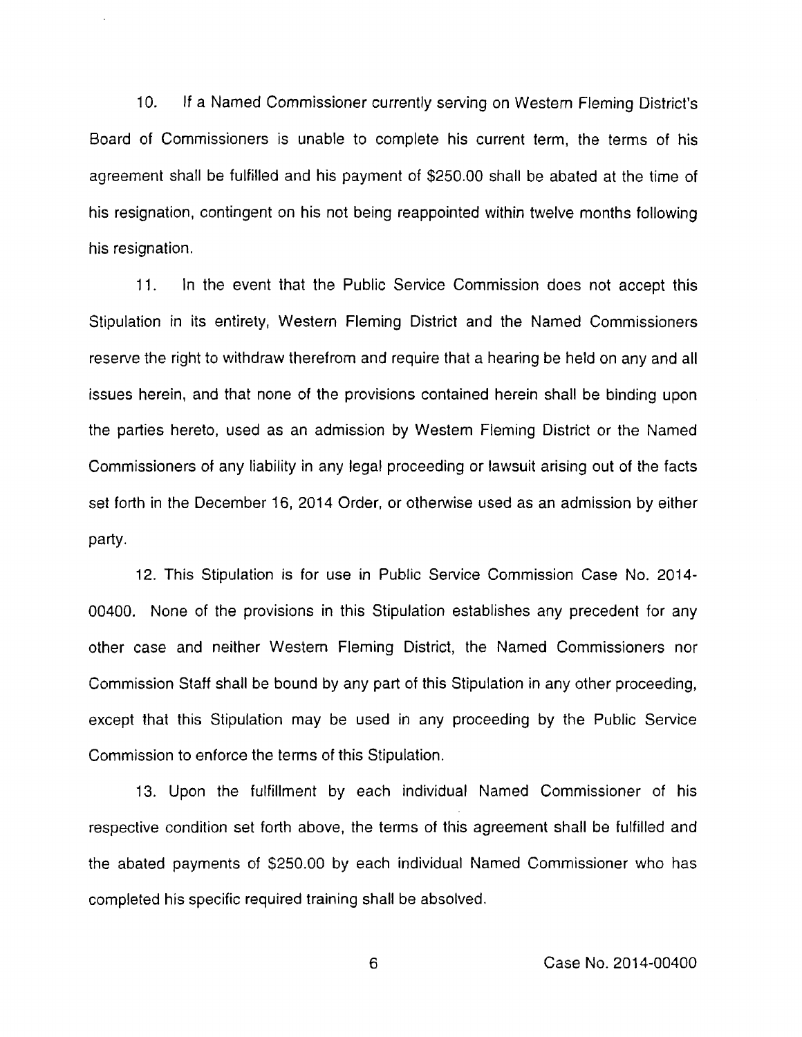10. If a Named Commissioner currently serving on Western Fleming District's Board of Commissioners is unable to complete his current term, the terms of his agreement shall be fulfilled and his payment of $250.00 shall be abated at the time of his resignation, contingent on his not being reappointed within twelve months following his resignation.

11. In the event that the Public Service Commission does not accept this Stipulation in its entirety, Western Fleming District and the Named Commissioners reserve the right to withdraw therefrom and require that a hearing be held on any and all issues herein, and that none of the provisions contained herein shall be binding upon the parties hereto, used as an admission by Western Fleming District or the Named Commissioners of any liability in any legal proceeding or lawsuit arising out of the facts set forth in the December 16, 2014 Order, or otherwise used as an admission by either party.

12. This Stipulation is for use in Public Service Commission Case No. 2014-00400. None of the provisions in this Stipulation establishes any precedent for any other case and neither Western Fleming District, the Named Commissioners nor Commission Staff shall be bound by any part of this Stipulation in any other proceeding, except that this Stipulation may be used in any proceeding by the Public Service Commission to enforce the terms of this Stipulation.

13. Upon the fulfillment by each individual Named Commissioner of his respective condition set forth above, the terms of this agreement shall be fulfilled and the abated payments of $250.00 by each individual Named Commissioner who has completed his specific required training shall be absolved.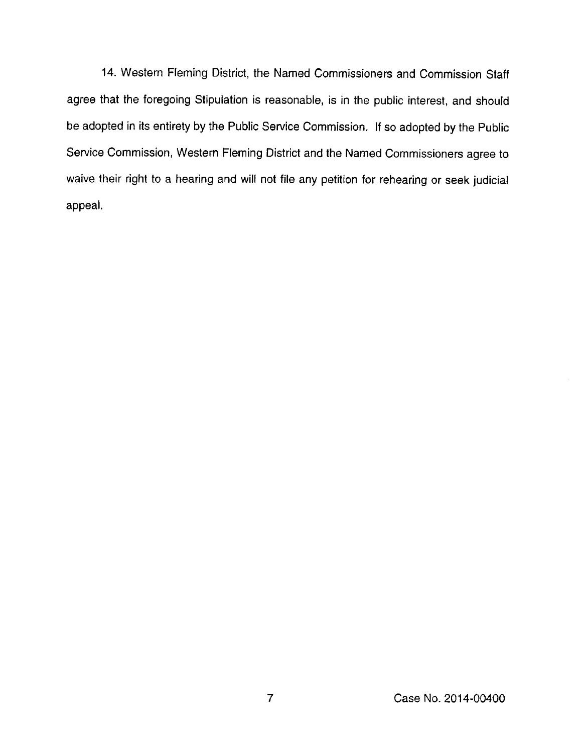14. Western Fleming District, the Named Commissioners and Commission Staff agree that the foregoing Stipulation is reasonable, is in the public interest, and should be adopted in its entirety by the Public Service Commission. If so adopted by the Public Service Commission, Western Fleming District and the Named Commissioners agree to waive their right to a hearing and will not file any petition for rehearing or seek judicial appeal.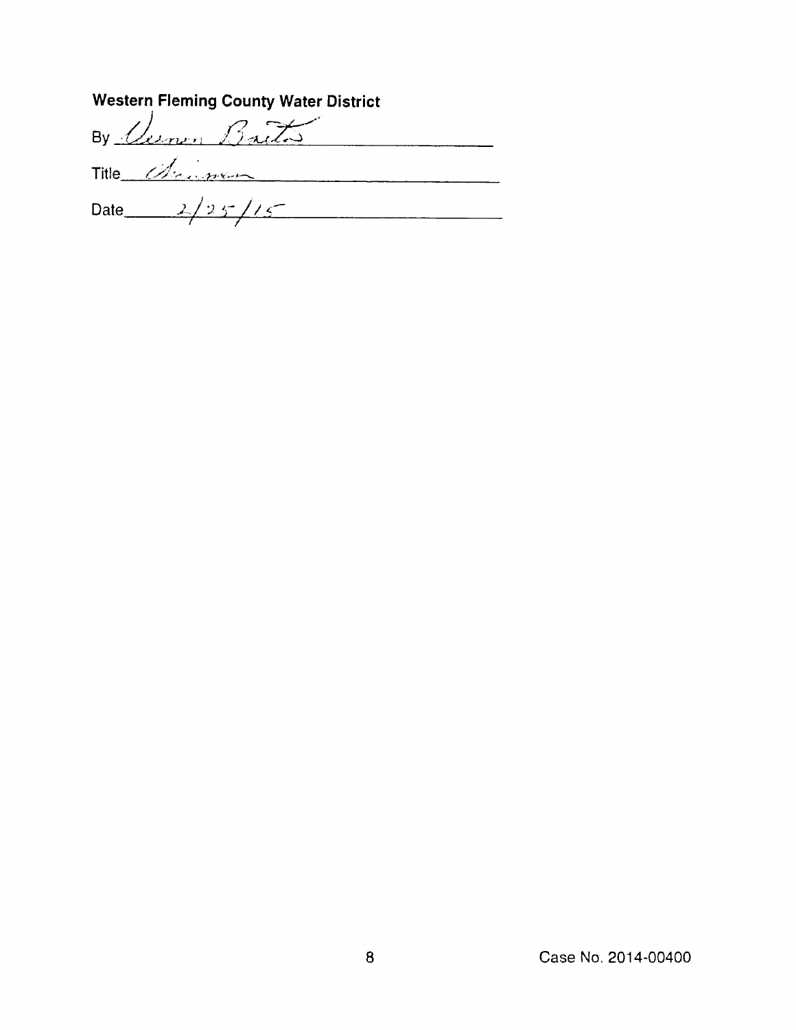**Western Fleming County Water District**

By *Vernon Bates*

Title *Chairman*

Date *2/25/15*

Case No. 2014-00400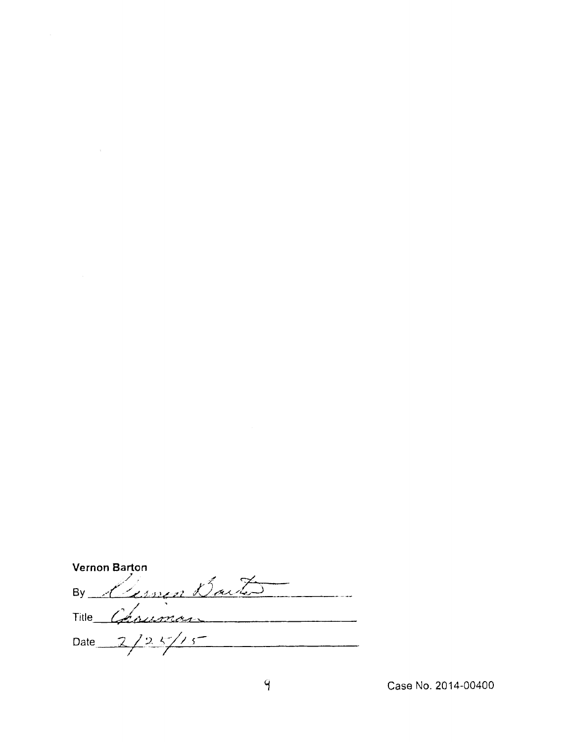**Vernon Barton**

By *Vernon Barton*

Title *Chairman*

Date *2/25/15*

Case No. 2014-00400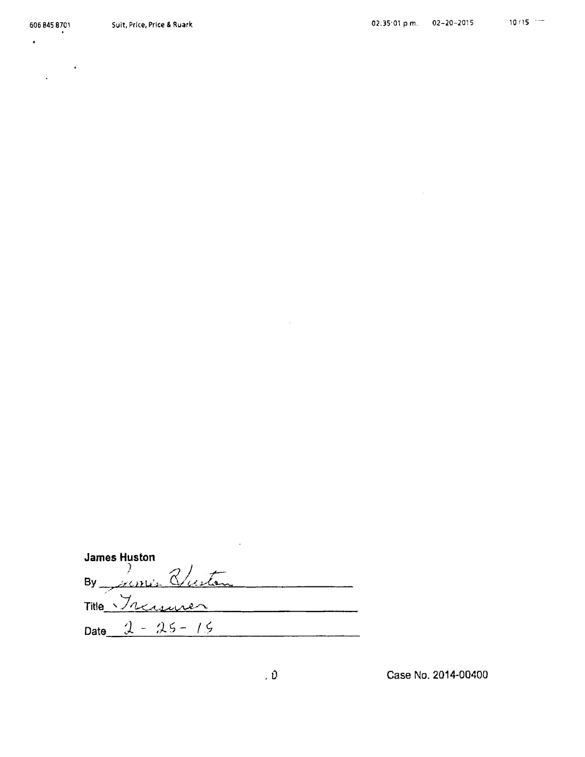**James Huston**

By James Huston

Title Treasurer

Date 2 - 25 - 15

Case No. 2014-00400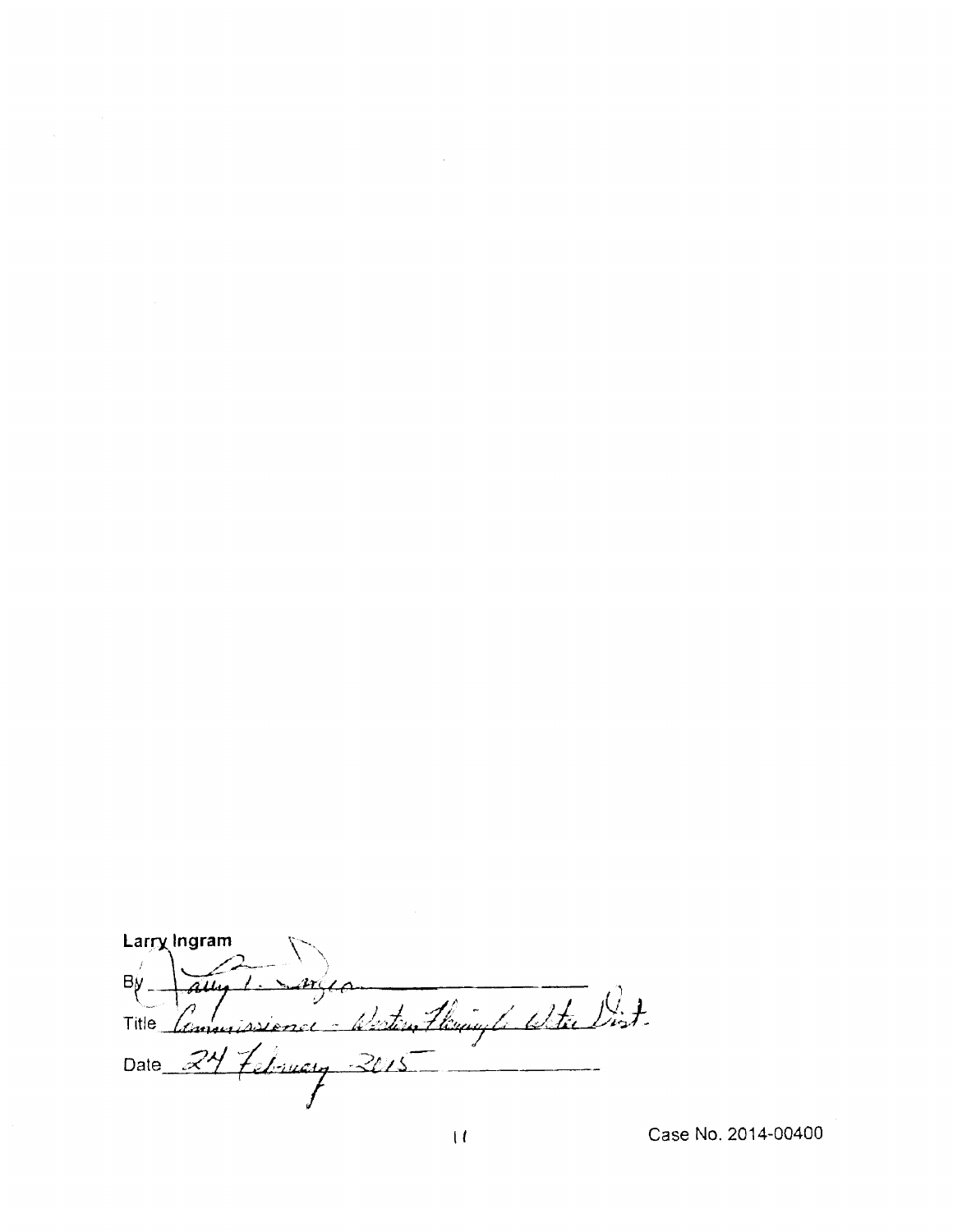Larry Ingram

By _Larry I. Ingram_

Title _Commissioner - Western Fleming Water Dist._

Date _24 February 2015_

Case No. 2014-00400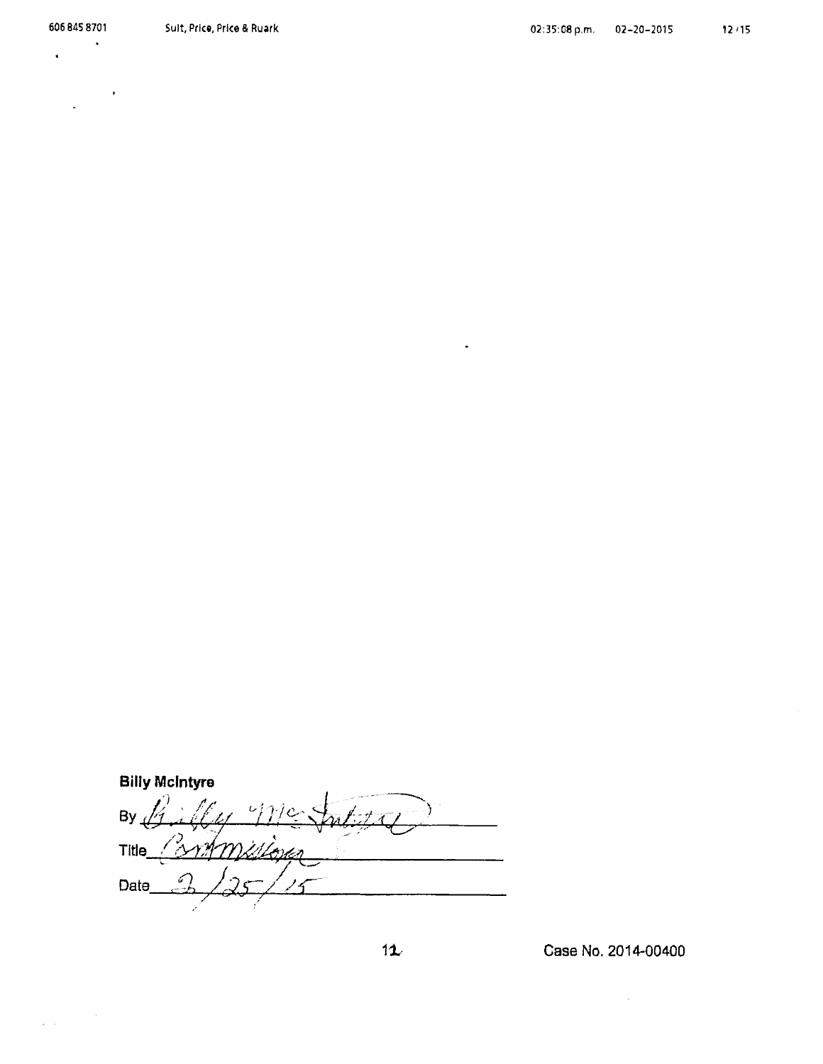**Billy McIntyre**

By Billy McIntyre

Title Commissioner

Date 2/25/15

Case No. 2014-00400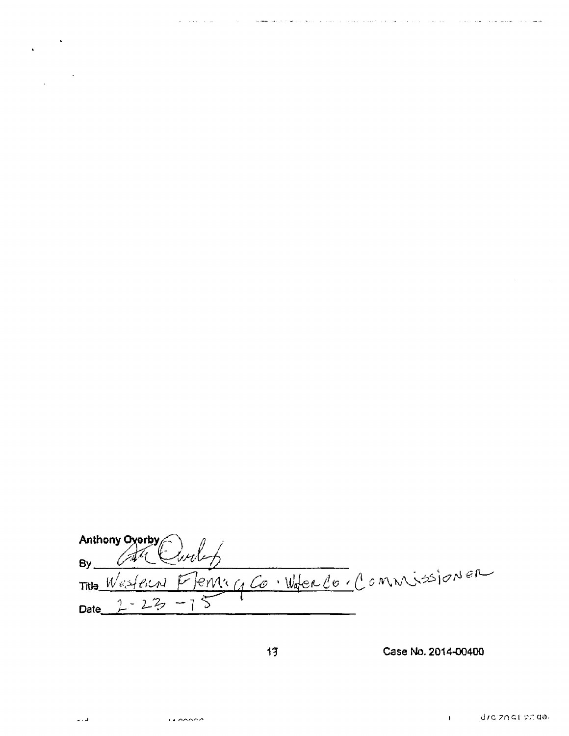Anthony Overby

By ___________________________

Title Western Fleming Co. Water Co. Commissioner

Date 2-23-15

Case No. 2014-00400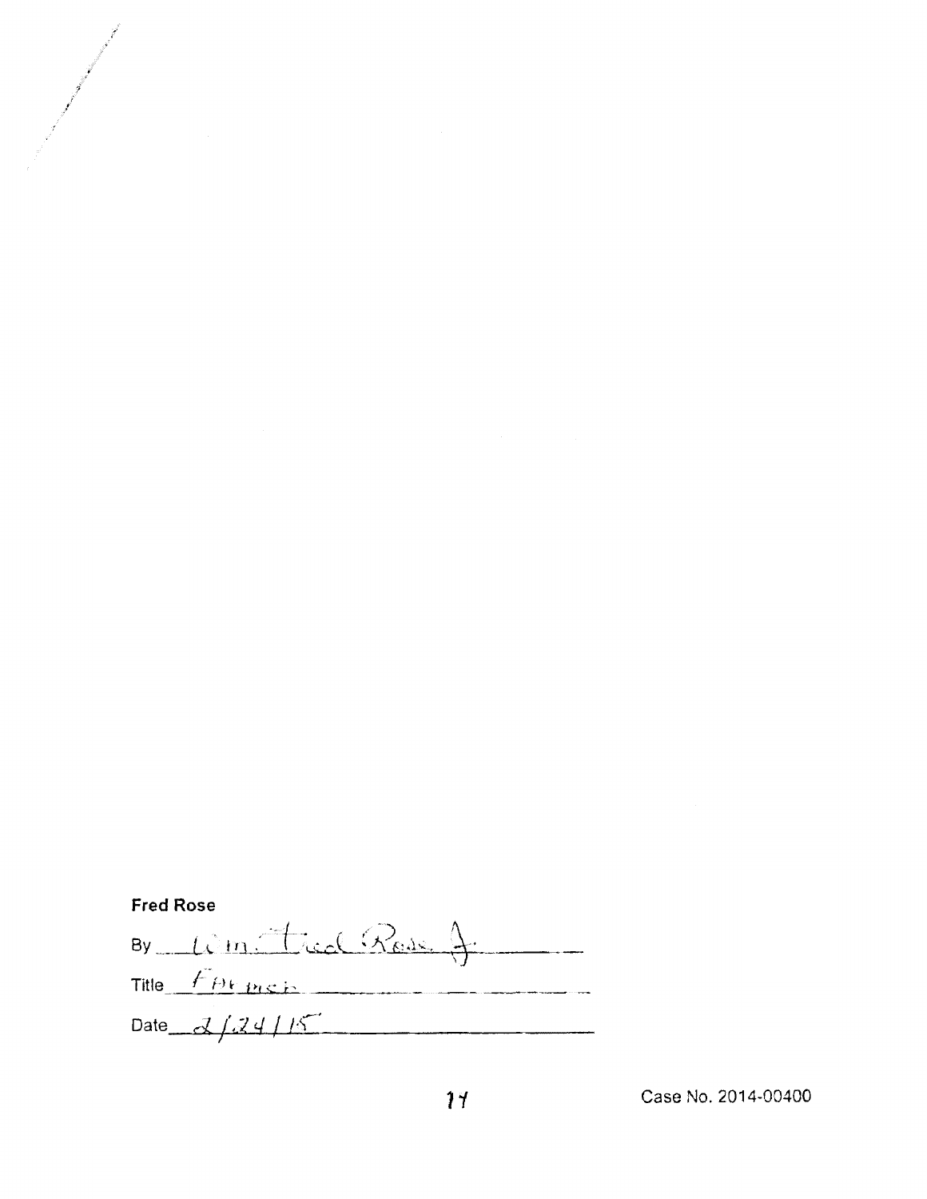**Fred Rose**

By Wm. Fred Rose Jr.

Title Farmer

Date 2/24/15

Case No. 2014-00400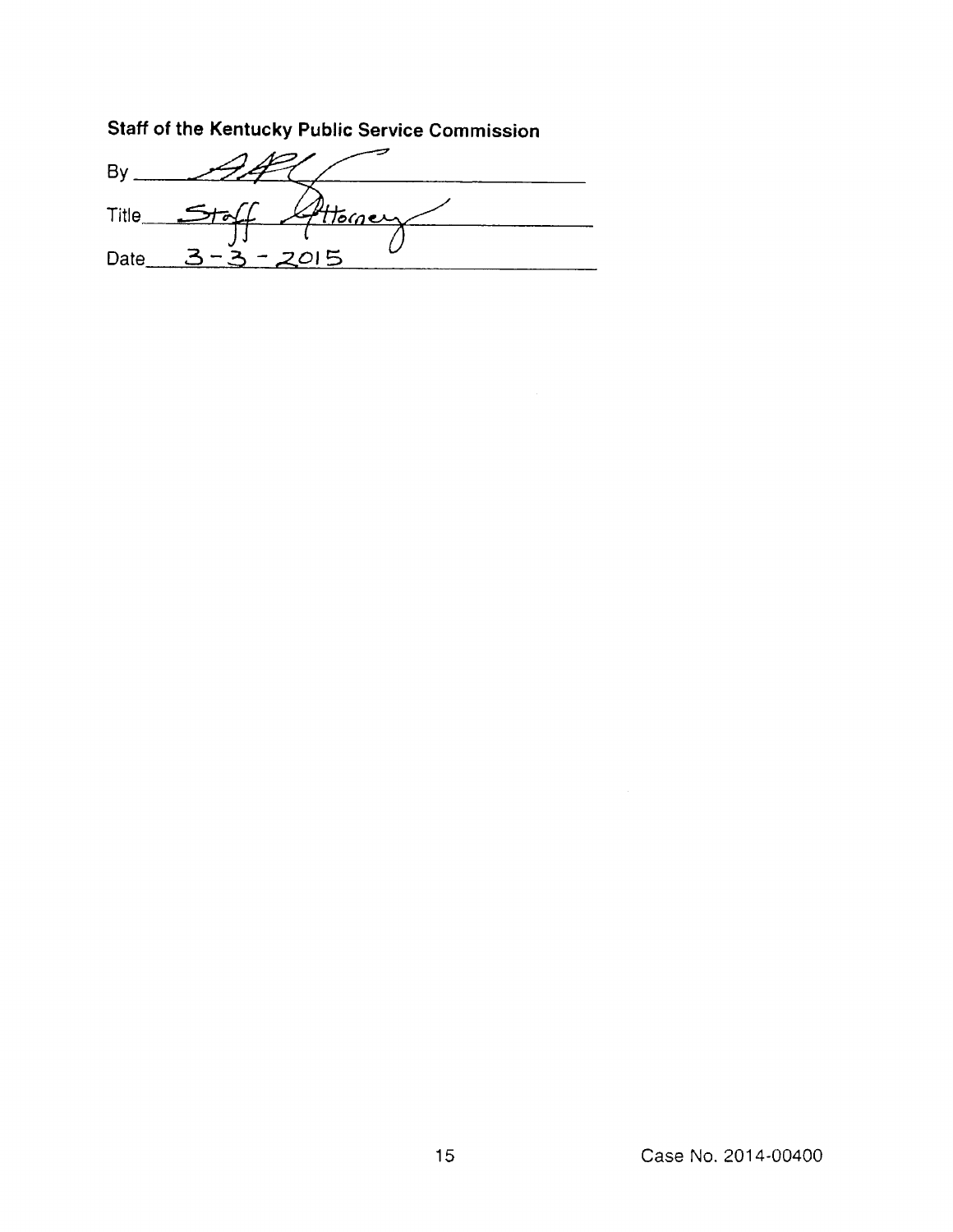**Staff of the Kentucky Public Service Commission**

By ________________________

Title Staff Attorney

Date 3-3-2015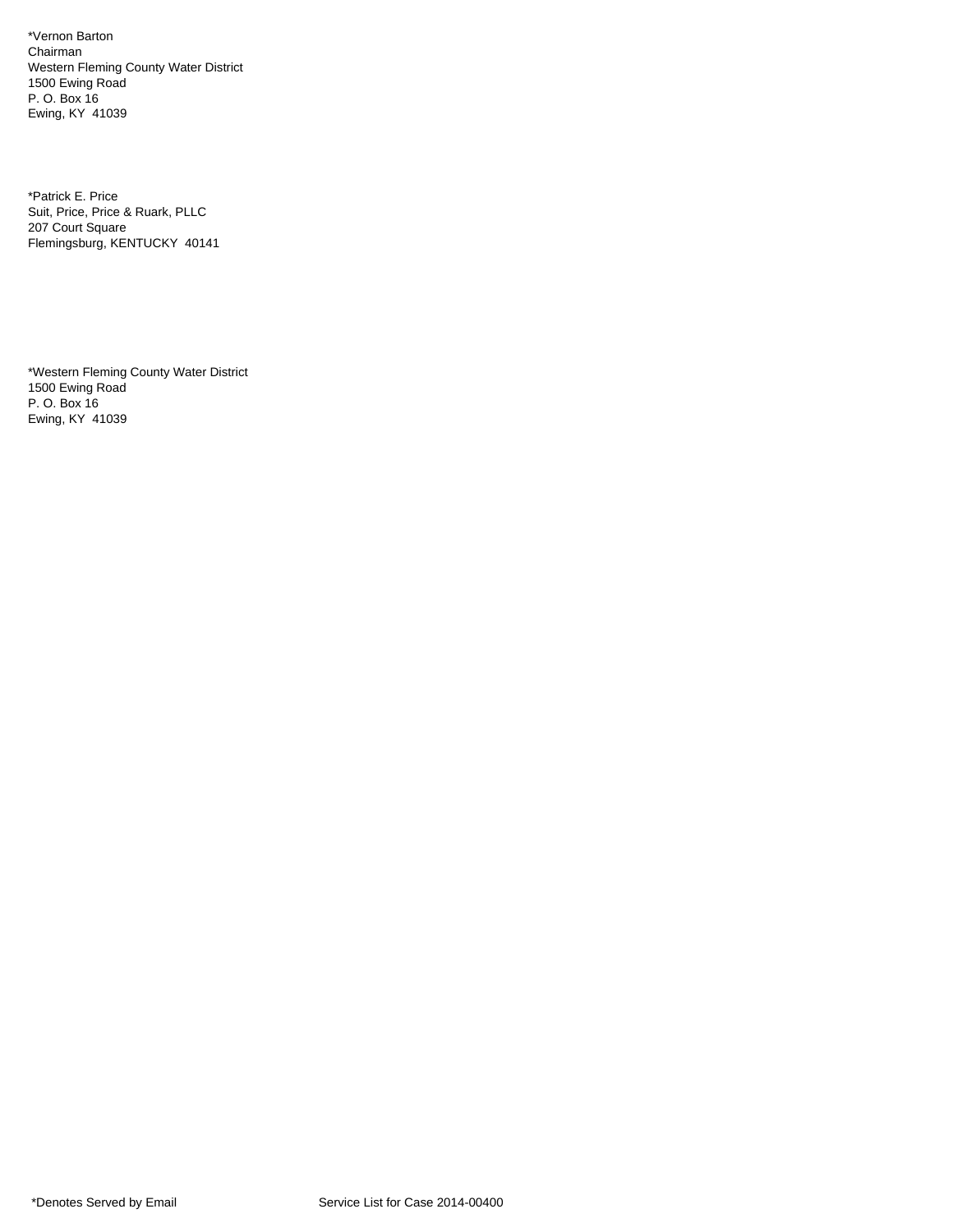*Vernon Barton
Chairman
Western Fleming County Water District
1500 Ewing Road
P. O. Box 16
Ewing, KY  41039

*Patrick E. Price
Suit, Price, Price & Ruark, PLLC
207 Court Square
Flemingsburg, KENTUCKY  40141

*Western Fleming County Water District
1500 Ewing Road
P. O. Box 16
Ewing, KY  41039

*Denotes Served by Email

Service List for Case 2014-00400